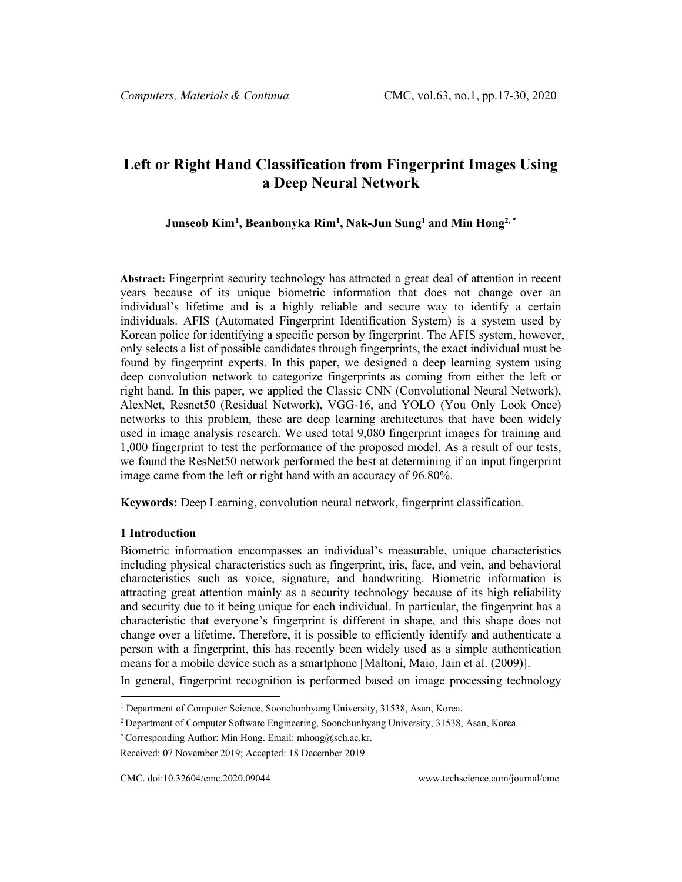# Left or Right Hand Classification from Fingerprint Images Using a Deep Neural Network

**Junseob Kim[1], Beanbonyka Rim[1], Nak-Jun Sung[1] and Min Hong[2,*]**

**Abstract:** Fingerprint security technology has attracted a great deal of attention in recent years because of its unique biometric information that does not change over an individual's lifetime and is a highly reliable and secure way to identify a certain individuals. AFIS (Automated Fingerprint Identification System) is a system used by Korean police for identifying a specific person by fingerprint. The AFIS system, however, only selects a list of possible candidates through fingerprints, the exact individual must be found by fingerprint experts. In this paper, we designed a deep learning system using deep convolution network to categorize fingerprints as coming from either the left or right hand. In this paper, we applied the Classic CNN (Convolutional Neural Network), AlexNet, Resnet50 (Residual Network), VGG-16, and YOLO (You Only Look Once) networks to this problem, these are deep learning architectures that have been widely used in image analysis research. We used total 9,080 fingerprint images for training and 1,000 fingerprint to test the performance of the proposed model. As a result of our tests, we found the ResNet50 network performed the best at determining if an input fingerprint image came from the left or right hand with an accuracy of 96.80%.

**Keywords:** Deep Learning, convolution neural network, fingerprint classification.

## 1 Introduction

Biometric information encompasses an individual's measurable, unique characteristics including physical characteristics such as fingerprint, iris, face, and vein, and behavioral characteristics such as voice, signature, and handwriting. Biometric information is attracting great attention mainly as a security technology because of its high reliability and security due to it being unique for each individual. In particular, the fingerprint has a characteristic that everyone's fingerprint is different in shape, and this shape does not change over a lifetime. Therefore, it is possible to efficiently identify and authenticate a person with a fingerprint, this has recently been widely used as a simple authentication means for a mobile device such as a smartphone [Maltoni, Maio, Jain et al. (2009)].

In general, fingerprint recognition is performed based on image processing technology

---

[1] Department of Computer Science, Soonchunhyang University, 31538, Asan, Korea.

[2] Department of Computer Software Engineering, Soonchunhyang University, 31538, Asan, Korea.

[*] Corresponding Author: Min Hong. Email: mhong@sch.ac.kr.

Received: 07 November 2019; Accepted: 18 December 2019

CMC. doi:10.32604/cmc.2020.09044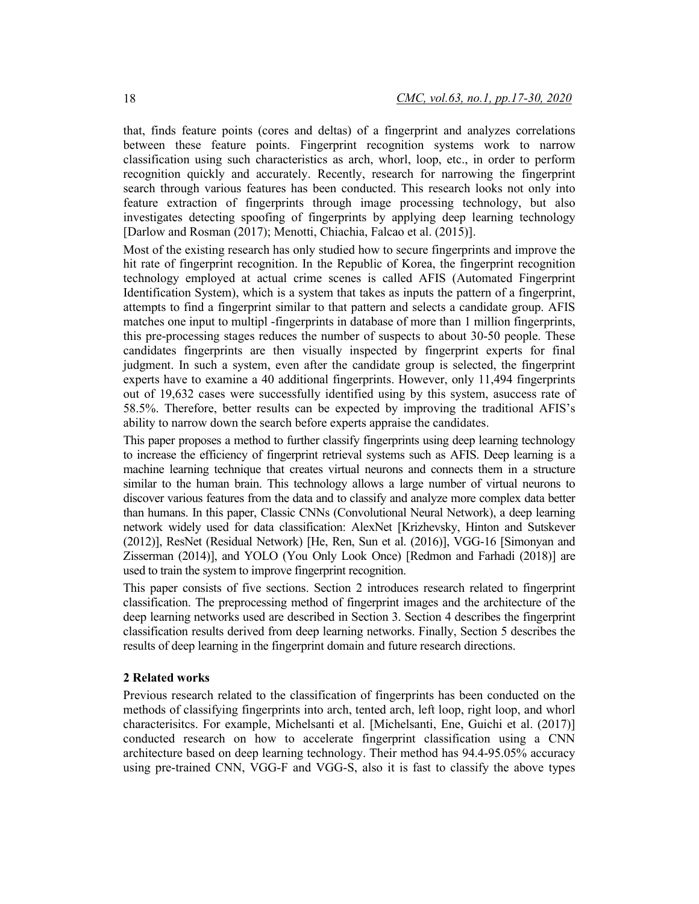that, finds feature points (cores and deltas) of a fingerprint and analyzes correlations between these feature points. Fingerprint recognition systems work to narrow classification using such characteristics as arch, whorl, loop, etc., in order to perform recognition quickly and accurately. Recently, research for narrowing the fingerprint search through various features has been conducted. This research looks not only into feature extraction of fingerprints through image processing technology, but also investigates detecting spoofing of fingerprints by applying deep learning technology [Darlow and Rosman (2017); Menotti, Chiachia, Falcao et al. (2015)].

Most of the existing research has only studied how to secure fingerprints and improve the hit rate of fingerprint recognition. In the Republic of Korea, the fingerprint recognition technology employed at actual crime scenes is called AFIS (Automated Fingerprint Identification System), which is a system that takes as inputs the pattern of a fingerprint, attempts to find a fingerprint similar to that pattern and selects a candidate group. AFIS matches one input to multipl -fingerprints in database of more than 1 million fingerprints, this pre-processing stages reduces the number of suspects to about 30-50 people. These candidates fingerprints are then visually inspected by fingerprint experts for final judgment. In such a system, even after the candidate group is selected, the fingerprint experts have to examine a 40 additional fingerprints. However, only 11,494 fingerprints out of 19,632 cases were successfully identified using by this system, asuccess rate of 58.5%. Therefore, better results can be expected by improving the traditional AFIS's ability to narrow down the search before experts appraise the candidates.

This paper proposes a method to further classify fingerprints using deep learning technology to increase the efficiency of fingerprint retrieval systems such as AFIS. Deep learning is a machine learning technique that creates virtual neurons and connects them in a structure similar to the human brain. This technology allows a large number of virtual neurons to discover various features from the data and to classify and analyze more complex data better than humans. In this paper, Classic CNNs (Convolutional Neural Network), a deep learning network widely used for data classification: AlexNet [Krizhevsky, Hinton and Sutskever (2012)], ResNet (Residual Network) [He, Ren, Sun et al. (2016)], VGG-16 [Simonyan and Zisserman (2014)], and YOLO (You Only Look Once) [Redmon and Farhadi (2018)] are used to train the system to improve fingerprint recognition.

This paper consists of five sections. Section 2 introduces research related to fingerprint classification. The preprocessing method of fingerprint images and the architecture of the deep learning networks used are described in Section 3. Section 4 describes the fingerprint classification results derived from deep learning networks. Finally, Section 5 describes the results of deep learning in the fingerprint domain and future research directions.

## 2 Related works

Previous research related to the classification of fingerprints has been conducted on the methods of classifying fingerprints into arch, tented arch, left loop, right loop, and whorl characterisitcs. For example, Michelsanti et al. [Michelsanti, Ene, Guichi et al. (2017)] conducted research on how to accelerate fingerprint classification using a CNN architecture based on deep learning technology. Their method has 94.4-95.05% accuracy using pre-trained CNN, VGG-F and VGG-S, also it is fast to classify the above types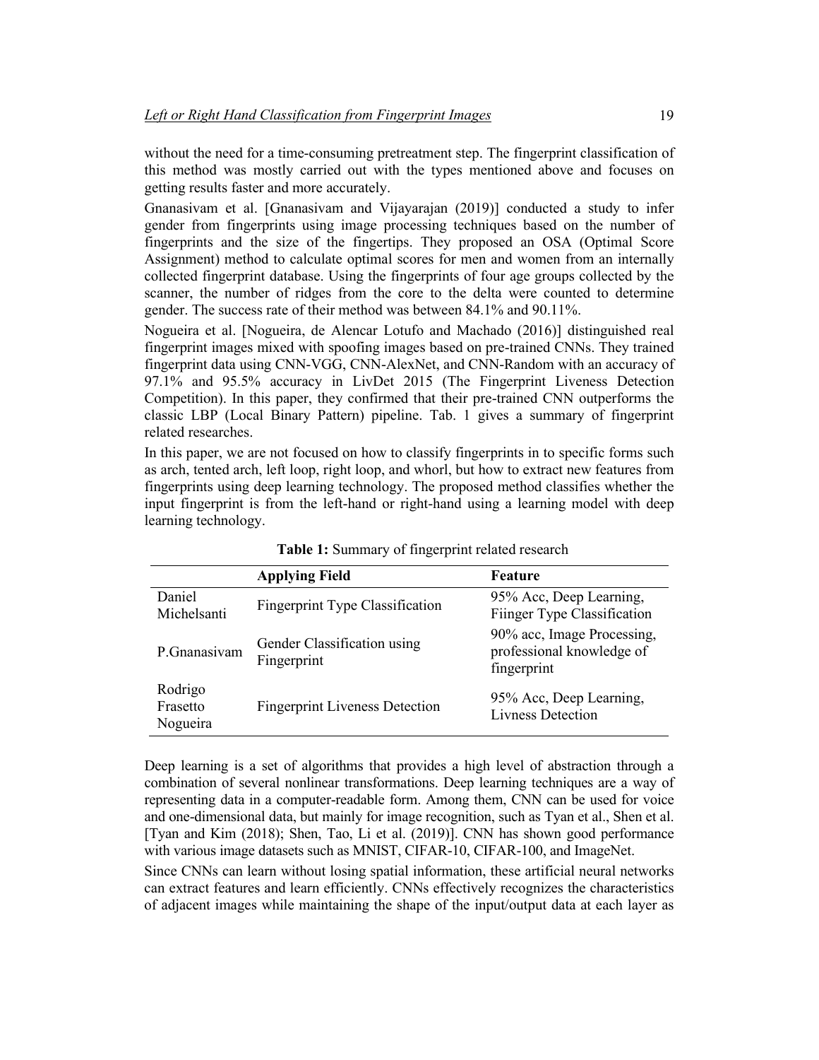without the need for a time-consuming pretreatment step. The fingerprint classification of this method was mostly carried out with the types mentioned above and focuses on getting results faster and more accurately.

Gnanasivam et al. [Gnanasivam and Vijayarajan (2019)] conducted a study to infer gender from fingerprints using image processing techniques based on the number of fingerprints and the size of the fingertips. They proposed an OSA (Optimal Score Assignment) method to calculate optimal scores for men and women from an internally collected fingerprint database. Using the fingerprints of four age groups collected by the scanner, the number of ridges from the core to the delta were counted to determine gender. The success rate of their method was between 84.1% and 90.11%.

Nogueira et al. [Nogueira, de Alencar Lotufo and Machado (2016)] distinguished real fingerprint images mixed with spoofing images based on pre-trained CNNs. They trained fingerprint data using CNN-VGG, CNN-AlexNet, and CNN-Random with an accuracy of 97.1% and 95.5% accuracy in LivDet 2015 (The Fingerprint Liveness Detection Competition). In this paper, they confirmed that their pre-trained CNN outperforms the classic LBP (Local Binary Pattern) pipeline. Tab. 1 gives a summary of fingerprint related researches.

In this paper, we are not focused on how to classify fingerprints in to specific forms such as arch, tented arch, left loop, right loop, and whorl, but how to extract new features from fingerprints using deep learning technology. The proposed method classifies whether the input fingerprint is from the left-hand or right-hand using a learning model with deep learning technology.

**Table 1:** Summary of fingerprint related research

| | **Applying Field** | **Feature** |
|---|---|---|
| Daniel Michelsanti | Fingerprint Type Classification | 95% Acc, Deep Learning, Fiinger Type Classification |
| P.Gnanasivam | Gender Classification using Fingerprint | 90% acc, Image Processing, professional knowledge of fingerprint |
| Rodrigo Frasetto Nogueira | Fingerprint Liveness Detection | 95% Acc, Deep Learning, Livness Detection |

Deep learning is a set of algorithms that provides a high level of abstraction through a combination of several nonlinear transformations. Deep learning techniques are a way of representing data in a computer-readable form. Among them, CNN can be used for voice and one-dimensional data, but mainly for image recognition, such as Tyan et al., Shen et al. [Tyan and Kim (2018); Shen, Tao, Li et al. (2019)]. CNN has shown good performance with various image datasets such as MNIST, CIFAR-10, CIFAR-100, and ImageNet.

Since CNNs can learn without losing spatial information, these artificial neural networks can extract features and learn efficiently. CNNs effectively recognizes the characteristics of adjacent images while maintaining the shape of the input/output data at each layer as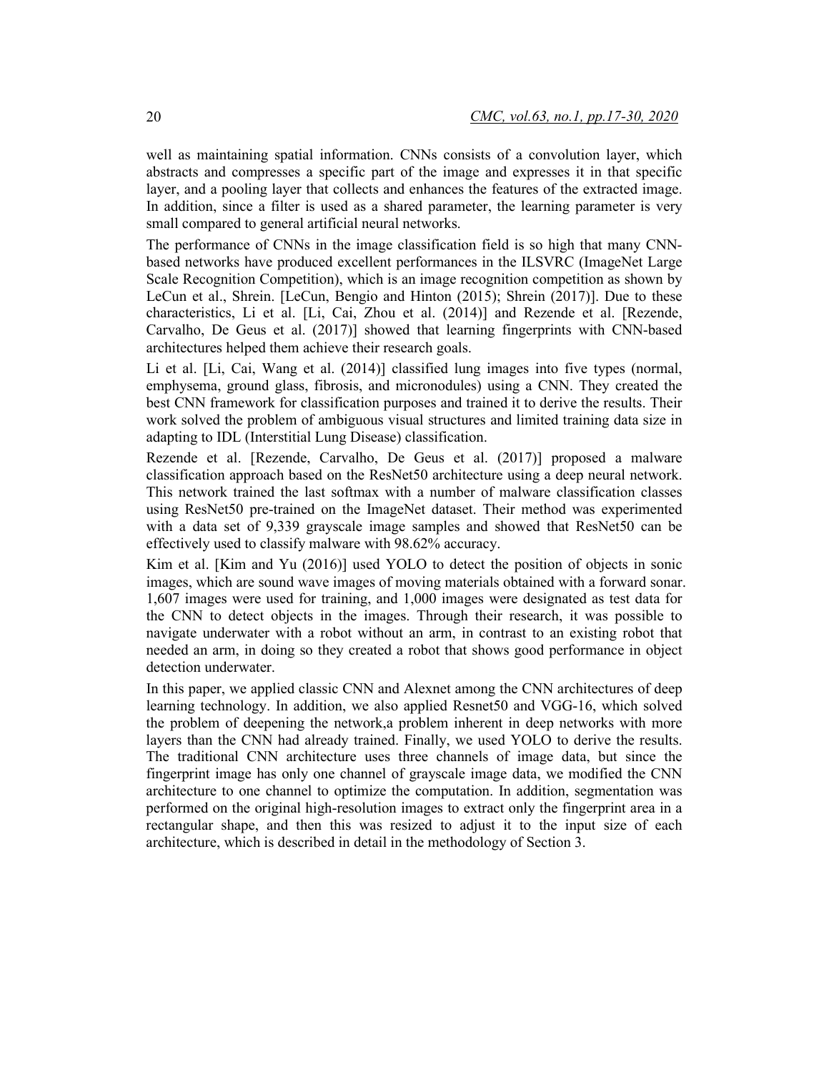well as maintaining spatial information. CNNs consists of a convolution layer, which abstracts and compresses a specific part of the image and expresses it in that specific layer, and a pooling layer that collects and enhances the features of the extracted image. In addition, since a filter is used as a shared parameter, the learning parameter is very small compared to general artificial neural networks.

The performance of CNNs in the image classification field is so high that many CNN-based networks have produced excellent performances in the ILSVRC (ImageNet Large Scale Recognition Competition), which is an image recognition competition as shown by LeCun et al., Shrein. [LeCun, Bengio and Hinton (2015); Shrein (2017)]. Due to these characteristics, Li et al. [Li, Cai, Zhou et al. (2014)] and Rezende et al. [Rezende, Carvalho, De Geus et al. (2017)] showed that learning fingerprints with CNN-based architectures helped them achieve their research goals.

Li et al. [Li, Cai, Wang et al. (2014)] classified lung images into five types (normal, emphysema, ground glass, fibrosis, and micronodules) using a CNN. They created the best CNN framework for classification purposes and trained it to derive the results. Their work solved the problem of ambiguous visual structures and limited training data size in adapting to IDL (Interstitial Lung Disease) classification.

Rezende et al. [Rezende, Carvalho, De Geus et al. (2017)] proposed a malware classification approach based on the ResNet50 architecture using a deep neural network. This network trained the last softmax with a number of malware classification classes using ResNet50 pre-trained on the ImageNet dataset. Their method was experimented with a data set of 9,339 grayscale image samples and showed that ResNet50 can be effectively used to classify malware with 98.62% accuracy.

Kim et al. [Kim and Yu (2016)] used YOLO to detect the position of objects in sonic images, which are sound wave images of moving materials obtained with a forward sonar. 1,607 images were used for training, and 1,000 images were designated as test data for the CNN to detect objects in the images. Through their research, it was possible to navigate underwater with a robot without an arm, in contrast to an existing robot that needed an arm, in doing so they created a robot that shows good performance in object detection underwater.

In this paper, we applied classic CNN and Alexnet among the CNN architectures of deep learning technology. In addition, we also applied Resnet50 and VGG-16, which solved the problem of deepening the network,a problem inherent in deep networks with more layers than the CNN had already trained. Finally, we used YOLO to derive the results. The traditional CNN architecture uses three channels of image data, but since the fingerprint image has only one channel of grayscale image data, we modified the CNN architecture to one channel to optimize the computation. In addition, segmentation was performed on the original high-resolution images to extract only the fingerprint area in a rectangular shape, and then this was resized to adjust it to the input size of each architecture, which is described in detail in the methodology of Section 3.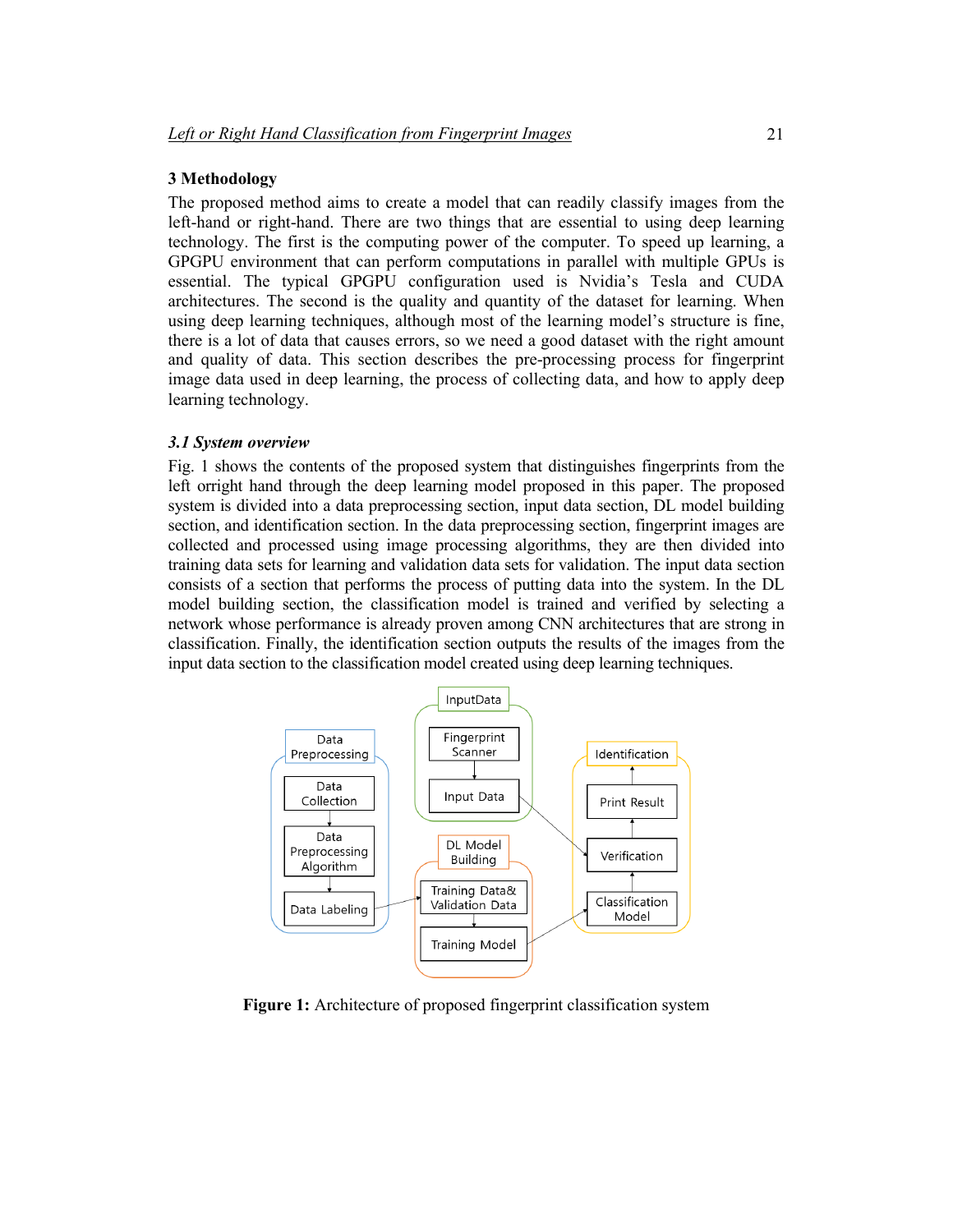## 3 Methodology

The proposed method aims to create a model that can readily classify images from the left-hand or right-hand. There are two things that are essential to using deep learning technology. The first is the computing power of the computer. To speed up learning, a GPGPU environment that can perform computations in parallel with multiple GPUs is essential. The typical GPGPU configuration used is Nvidia's Tesla and CUDA architectures. The second is the quality and quantity of the dataset for learning. When using deep learning techniques, although most of the learning model's structure is fine, there is a lot of data that causes errors, so we need a good dataset with the right amount and quality of data. This section describes the pre-processing process for fingerprint image data used in deep learning, the process of collecting data, and how to apply deep learning technology.

### *3.1 System overview*

Fig. 1 shows the contents of the proposed system that distinguishes fingerprints from the left orright hand through the deep learning model proposed in this paper. The proposed system is divided into a data preprocessing section, input data section, DL model building section, and identification section. In the data preprocessing section, fingerprint images are collected and processed using image processing algorithms, they are then divided into training data sets for learning and validation data sets for validation. The input data section consists of a section that performs the process of putting data into the system. In the DL model building section, the classification model is trained and verified by selecting a network whose performance is already proven among CNN architectures that are strong in classification. Finally, the identification section outputs the results of the images from the input data section to the classification model created using deep learning techniques.

**Figure 1:** Architecture of proposed fingerprint classification system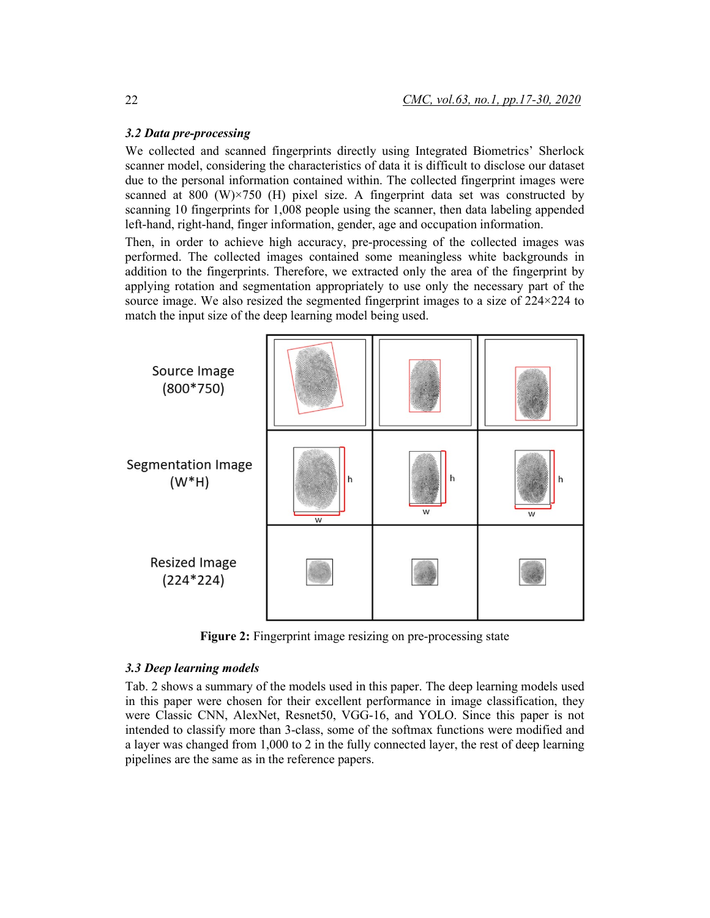### *3.2 Data pre-processing*

We collected and scanned fingerprints directly using Integrated Biometrics' Sherlock scanner model, considering the characteristics of data it is difficult to disclose our dataset due to the personal information contained within. The collected fingerprint images were scanned at 800 (W)×750 (H) pixel size. A fingerprint data set was constructed by scanning 10 fingerprints for 1,008 people using the scanner, then data labeling appended left-hand, right-hand, finger information, gender, age and occupation information.

Then, in order to achieve high accuracy, pre-processing of the collected images was performed. The collected images contained some meaningless white backgrounds in addition to the fingerprints. Therefore, we extracted only the area of the fingerprint by applying rotation and segmentation appropriately to use only the necessary part of the source image. We also resized the segmented fingerprint images to a size of 224×224 to match the input size of the deep learning model being used.

**Figure 2:** Fingerprint image resizing on pre-processing state

### *3.3 Deep learning models*

Tab. 2 shows a summary of the models used in this paper. The deep learning models used in this paper were chosen for their excellent performance in image classification, they were Classic CNN, AlexNet, Resnet50, VGG-16, and YOLO. Since this paper is not intended to classify more than 3-class, some of the softmax functions were modified and a layer was changed from 1,000 to 2 in the fully connected layer, the rest of deep learning pipelines are the same as in the reference papers.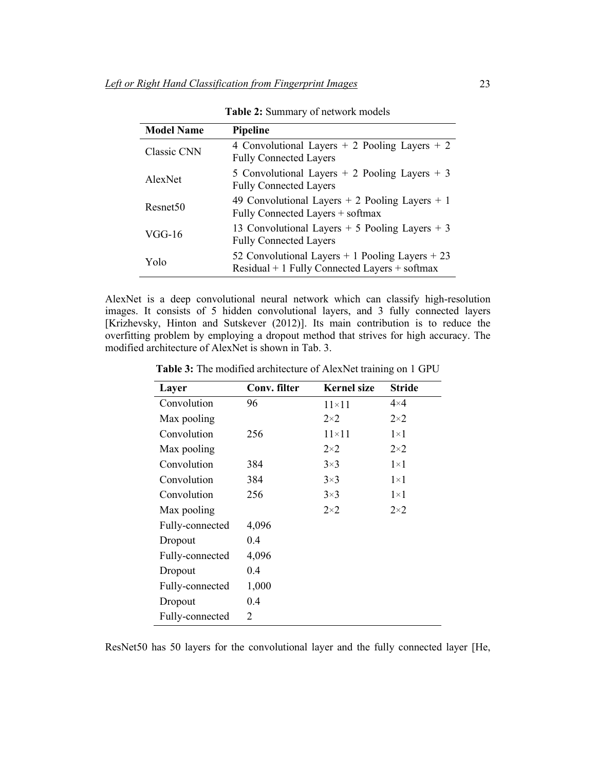**Table 2:** Summary of network models

| Model Name | Pipeline |
| --- | --- |
| Classic CNN | 4 Convolutional Layers + 2 Pooling Layers + 2 Fully Connected Layers |
| AlexNet | 5 Convolutional Layers + 2 Pooling Layers + 3 Fully Connected Layers |
| Resnet50 | 49 Convolutional Layers + 2 Pooling Layers + 1 Fully Connected Layers + softmax |
| VGG-16 | 13 Convolutional Layers + 5 Pooling Layers + 3 Fully Connected Layers |
| Yolo | 52 Convolutional Layers + 1 Pooling Layers + 23 Residual + 1 Fully Connected Layers + softmax |

AlexNet is a deep convolutional neural network which can classify high-resolution images. It consists of 5 hidden convolutional layers, and 3 fully connected layers [Krizhevsky, Hinton and Sutskever (2012)]. Its main contribution is to reduce the overfitting problem by employing a dropout method that strives for high accuracy. The modified architecture of AlexNet is shown in Tab. 3.

**Table 3:** The modified architecture of AlexNet training on 1 GPU

| Layer | Conv. filter | Kernel size | Stride |
| --- | --- | --- | --- |
| Convolution | 96 | 11×11 | 4×4 |
| Max pooling | | 2×2 | 2×2 |
| Convolution | 256 | 11×11 | 1×1 |
| Max pooling | | 2×2 | 2×2 |
| Convolution | 384 | 3×3 | 1×1 |
| Convolution | 384 | 3×3 | 1×1 |
| Convolution | 256 | 3×3 | 1×1 |
| Max pooling | | 2×2 | 2×2 |
| Fully-connected | 4,096 | | |
| Dropout | 0.4 | | |
| Fully-connected | 4,096 | | |
| Dropout | 0.4 | | |
| Fully-connected | 1,000 | | |
| Dropout | 0.4 | | |
| Fully-connected | 2 | | |

ResNet50 has 50 layers for the convolutional layer and the fully connected layer [He,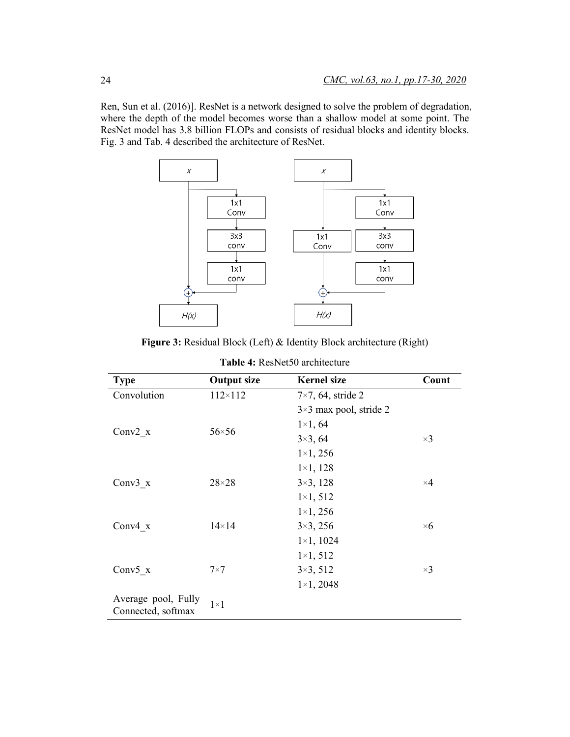Ren, Sun et al. (2016)]. ResNet is a network designed to solve the problem of degradation, where the depth of the model becomes worse than a shallow model at some point. The ResNet model has 3.8 billion FLOPs and consists of residual blocks and identity blocks. Fig. 3 and Tab. 4 described the architecture of ResNet.

**Figure 3:** Residual Block (Left) & Identity Block architecture (Right)

**Table 4:** ResNet50 architecture

| Type | Output size | Kernel size | Count |
|---|---|---|---|
| Convolution | 112×112 | 7×7, 64, stride 2 | |
| | | 3×3 max pool, stride 2 | |
| Conv2_x | 56×56 | 1×1, 64<br>3×3, 64<br>1×1, 256 | ×3 |
| Conv3_x | 28×28 | 1×1, 128<br>3×3, 128<br>1×1, 512 | ×4 |
| Conv4_x | 14×14 | 1×1, 256<br>3×3, 256<br>1×1, 1024 | ×6 |
| Conv5_x | 7×7 | 1×1, 512<br>3×3, 512<br>1×1, 2048 | ×3 |
| Average pool, Fully Connected, softmax | 1×1 | | |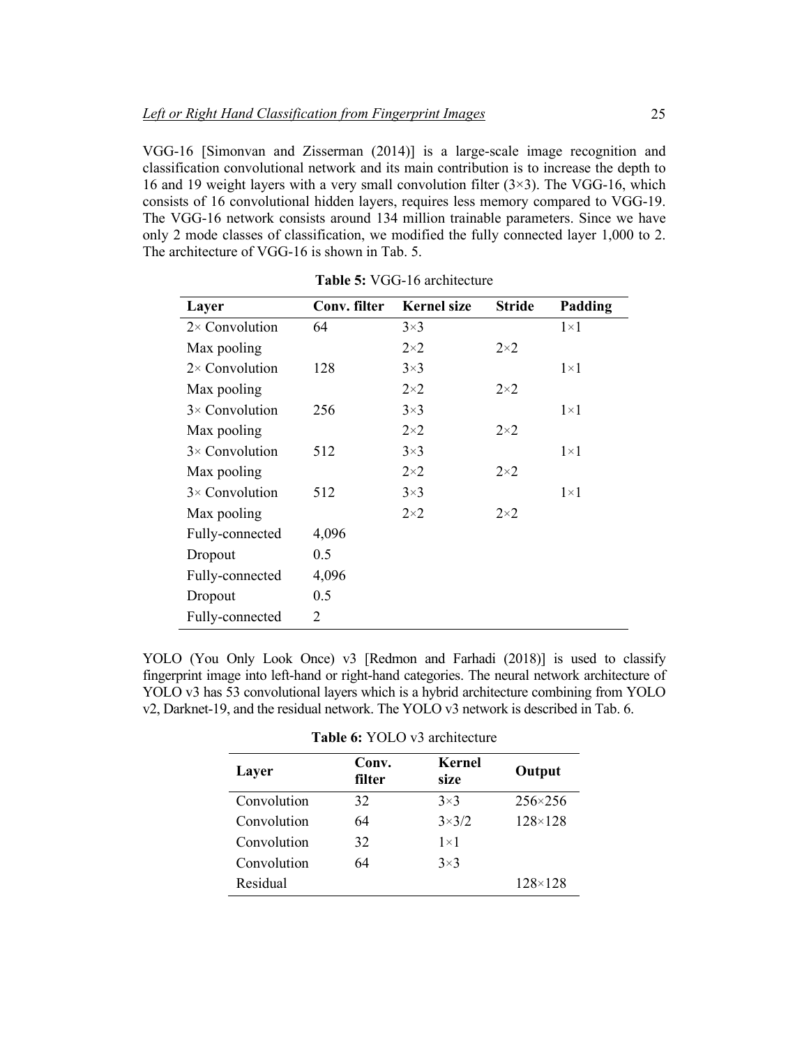VGG-16 [Simonvan and Zisserman (2014)] is a large-scale image recognition and classification convolutional network and its main contribution is to increase the depth to 16 and 19 weight layers with a very small convolution filter (3×3). The VGG-16, which consists of 16 convolutional hidden layers, requires less memory compared to VGG-19. The VGG-16 network consists around 134 million trainable parameters. Since we have only 2 mode classes of classification, we modified the fully connected layer 1,000 to 2. The architecture of VGG-16 is shown in Tab. 5.

**Table 5:** VGG-16 architecture

| Layer | Conv. filter | Kernel size | Stride | Padding |
|---|---|---|---|---|
| 2× Convolution | 64 | 3×3 | | 1×1 |
| Max pooling | | 2×2 | 2×2 | |
| 2× Convolution | 128 | 3×3 | | 1×1 |
| Max pooling | | 2×2 | 2×2 | |
| 3× Convolution | 256 | 3×3 | | 1×1 |
| Max pooling | | 2×2 | 2×2 | |
| 3× Convolution | 512 | 3×3 | | 1×1 |
| Max pooling | | 2×2 | 2×2 | |
| 3× Convolution | 512 | 3×3 | | 1×1 |
| Max pooling | | 2×2 | 2×2 | |
| Fully-connected | 4,096 | | | |
| Dropout | 0.5 | | | |
| Fully-connected | 4,096 | | | |
| Dropout | 0.5 | | | |
| Fully-connected | 2 | | | |

YOLO (You Only Look Once) v3 [Redmon and Farhadi (2018)] is used to classify fingerprint image into left-hand or right-hand categories. The neural network architecture of YOLO v3 has 53 convolutional layers which is a hybrid architecture combining from YOLO v2, Darknet-19, and the residual network. The YOLO v3 network is described in Tab. 6.

**Table 6:** YOLO v3 architecture

| Layer | Conv. filter | Kernel size | Output |
|---|---|---|---|
| Convolution | 32 | 3×3 | 256×256 |
| Convolution | 64 | 3×3/2 | 128×128 |
| Convolution | 32 | 1×1 | |
| Convolution | 64 | 3×3 | |
| Residual | | | 128×128 |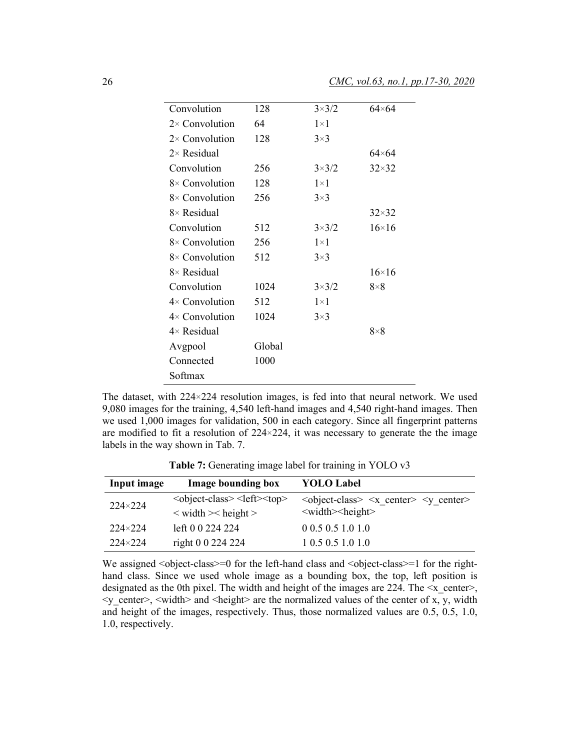| Convolution | 128 | 3×3/2 | 64×64 |
|---|---|---|---|
| 2× Convolution | 64 | 1×1 | |
| 2× Convolution | 128 | 3×3 | |
| 2× Residual | | | 64×64 |
| Convolution | 256 | 3×3/2 | 32×32 |
| 8× Convolution | 128 | 1×1 | |
| 8× Convolution | 256 | 3×3 | |
| 8× Residual | | | 32×32 |
| Convolution | 512 | 3×3/2 | 16×16 |
| 8× Convolution | 256 | 1×1 | |
| 8× Convolution | 512 | 3×3 | |
| 8× Residual | | | 16×16 |
| Convolution | 1024 | 3×3/2 | 8×8 |
| 4× Convolution | 512 | 1×1 | |
| 4× Convolution | 1024 | 3×3 | |
| 4× Residual | | | 8×8 |
| Avgpool | Global | | |
| Connected | 1000 | | |
| Softmax | | | |

The dataset, with 224×224 resolution images, is fed into that neural network. We used 9,080 images for the training, 4,540 left-hand images and 4,540 right-hand images. Then we used 1,000 images for validation, 500 in each category. Since all fingerprint patterns are modified to fit a resolution of 224×224, it was necessary to generate the the image labels in the way shown in Tab. 7.

**Table 7:** Generating image label for training in YOLO v3

| Input image | Image bounding box | YOLO Label |
|---|---|---|
| 224×224 | <object-class> <left><top> < width >< height > | <object-class> <x_center> <y_center> <width><height> |
| 224×224 | left 0 0 224 224 | 0 0.5 0.5 1.0 1.0 |
| 224×224 | right 0 0 224 224 | 1 0.5 0.5 1.0 1.0 |

We assigned <object-class>=0 for the left-hand class and <object-class>=1 for the right-hand class. Since we used whole image as a bounding box, the top, left position is designated as the 0th pixel. The width and height of the images are 224. The <x_center>, <y_center>, <width> and <height> are the normalized values of the center of x, y, width and height of the images, respectively. Thus, those normalized values are 0.5, 0.5, 1.0, 1.0, respectively.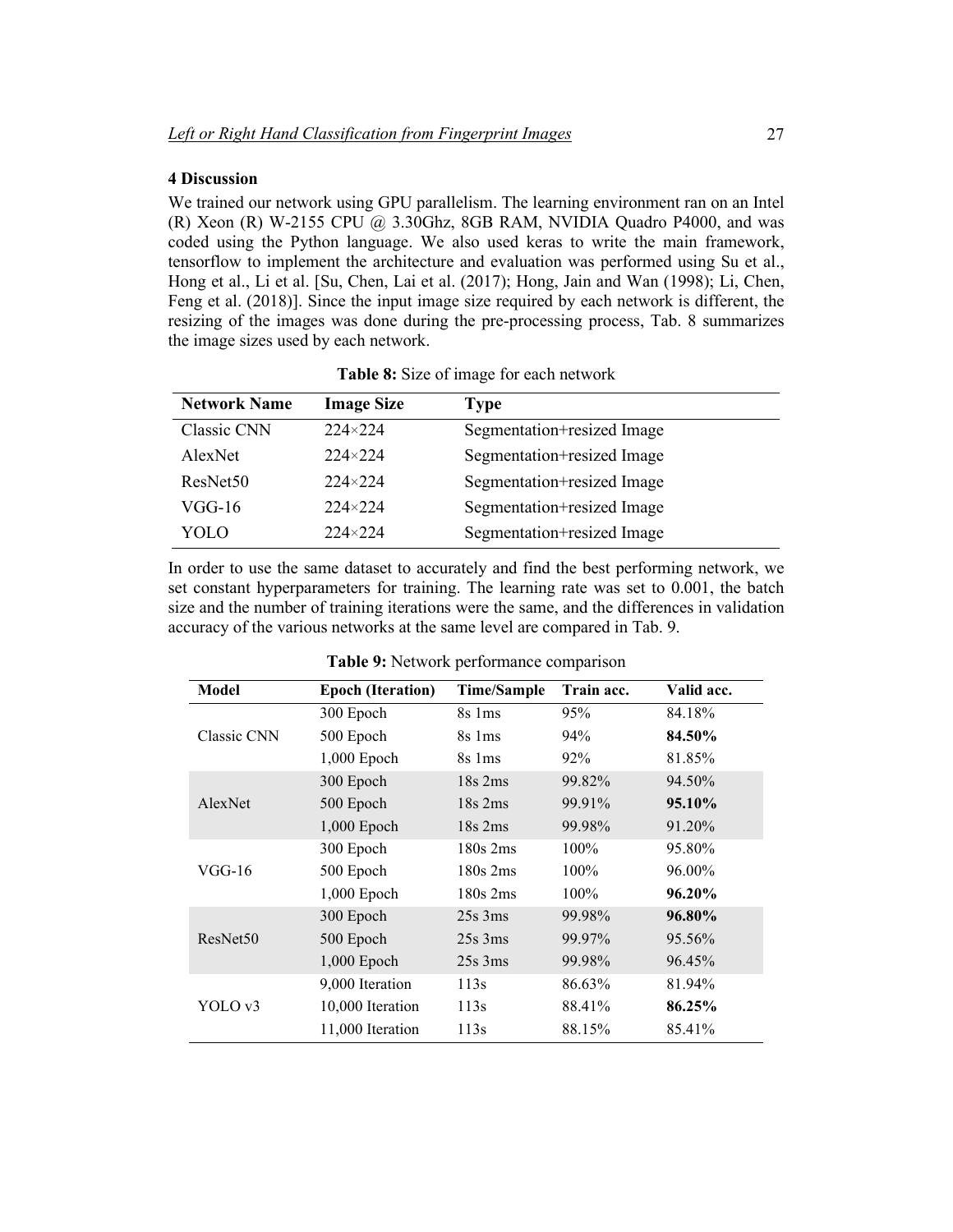## 4 Discussion

We trained our network using GPU parallelism. The learning environment ran on an Intel (R) Xeon (R) W-2155 CPU @ 3.30Ghz, 8GB RAM, NVIDIA Quadro P4000, and was coded using the Python language. We also used keras to write the main framework, tensorflow to implement the architecture and evaluation was performed using Su et al., Hong et al., Li et al. [Su, Chen, Lai et al. (2017); Hong, Jain and Wan (1998); Li, Chen, Feng et al. (2018)]. Since the input image size required by each network is different, the resizing of the images was done during the pre-processing process, Tab. 8 summarizes the image sizes used by each network.

**Table 8:** Size of image for each network

| Network Name | Image Size | Type |
|---|---|---|
| Classic CNN | 224×224 | Segmentation+resized Image |
| AlexNet | 224×224 | Segmentation+resized Image |
| ResNet50 | 224×224 | Segmentation+resized Image |
| VGG-16 | 224×224 | Segmentation+resized Image |
| YOLO | 224×224 | Segmentation+resized Image |

In order to use the same dataset to accurately and find the best performing network, we set constant hyperparameters for training. The learning rate was set to 0.001, the batch size and the number of training iterations were the same, and the differences in validation accuracy of the various networks at the same level are compared in Tab. 9.

**Table 9:** Network performance comparison

| Model | Epoch (Iteration) | Time/Sample | Train acc. | Valid acc. |
|---|---|---|---|---|
| Classic CNN | 300 Epoch | 8s 1ms | 95% | 84.18% |
| | 500 Epoch | 8s 1ms | 94% | **84.50%** |
| | 1,000 Epoch | 8s 1ms | 92% | 81.85% |
| AlexNet | 300 Epoch | 18s 2ms | 99.82% | 94.50% |
| | 500 Epoch | 18s 2ms | 99.91% | **95.10%** |
| | 1,000 Epoch | 18s 2ms | 99.98% | 91.20% |
| VGG-16 | 300 Epoch | 180s 2ms | 100% | 95.80% |
| | 500 Epoch | 180s 2ms | 100% | 96.00% |
| | 1,000 Epoch | 180s 2ms | 100% | **96.20%** |
| ResNet50 | 300 Epoch | 25s 3ms | 99.98% | **96.80%** |
| | 500 Epoch | 25s 3ms | 99.97% | 95.56% |
| | 1,000 Epoch | 25s 3ms | 99.98% | 96.45% |
| YOLO v3 | 9,000 Iteration | 113s | 86.63% | 81.94% |
| | 10,000 Iteration | 113s | 88.41% | **86.25%** |
| | 11,000 Iteration | 113s | 88.15% | 85.41% |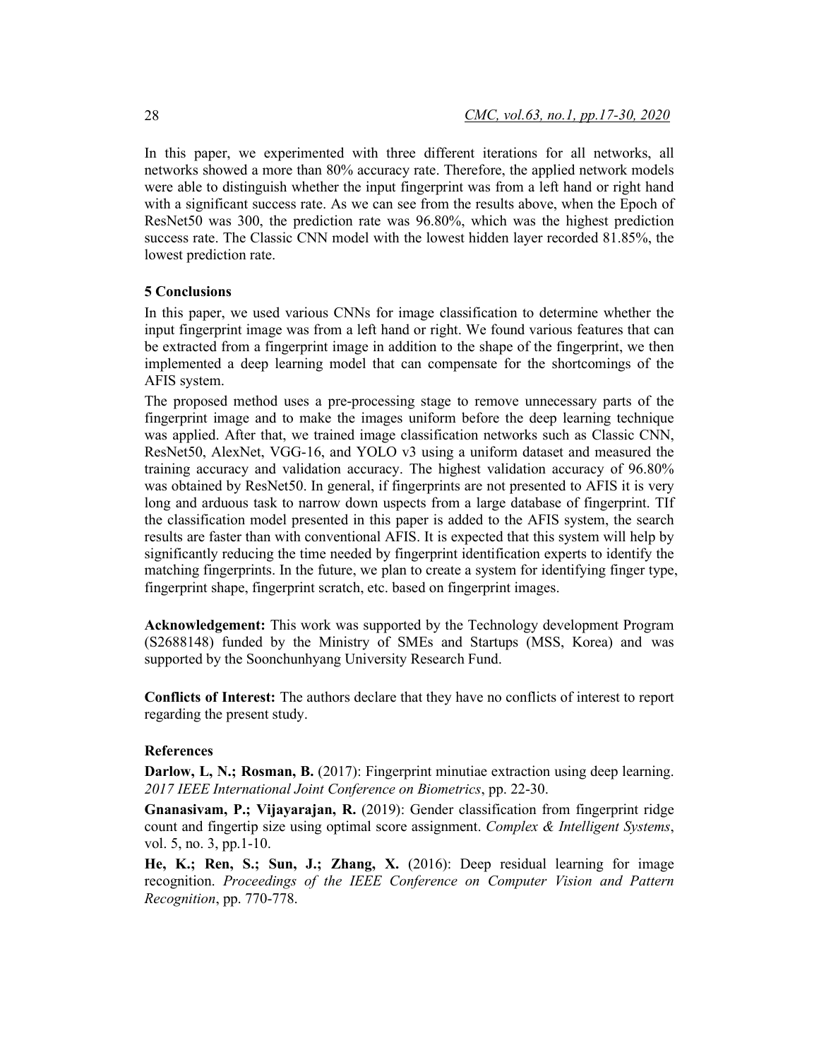In this paper, we experimented with three different iterations for all networks, all networks showed a more than 80% accuracy rate. Therefore, the applied network models were able to distinguish whether the input fingerprint was from a left hand or right hand with a significant success rate. As we can see from the results above, when the Epoch of ResNet50 was 300, the prediction rate was 96.80%, which was the highest prediction success rate. The Classic CNN model with the lowest hidden layer recorded 81.85%, the lowest prediction rate.

## 5 Conclusions

In this paper, we used various CNNs for image classification to determine whether the input fingerprint image was from a left hand or right. We found various features that can be extracted from a fingerprint image in addition to the shape of the fingerprint, we then implemented a deep learning model that can compensate for the shortcomings of the AFIS system.

The proposed method uses a pre-processing stage to remove unnecessary parts of the fingerprint image and to make the images uniform before the deep learning technique was applied. After that, we trained image classification networks such as Classic CNN, ResNet50, AlexNet, VGG-16, and YOLO v3 using a uniform dataset and measured the training accuracy and validation accuracy. The highest validation accuracy of 96.80% was obtained by ResNet50. In general, if fingerprints are not presented to AFIS it is very long and arduous task to narrow down uspects from a large database of fingerprint. TIf the classification model presented in this paper is added to the AFIS system, the search results are faster than with conventional AFIS. It is expected that this system will help by significantly reducing the time needed by fingerprint identification experts to identify the matching fingerprints. In the future, we plan to create a system for identifying finger type, fingerprint shape, fingerprint scratch, etc. based on fingerprint images.

**Acknowledgement:** This work was supported by the Technology development Program (S2688148) funded by the Ministry of SMEs and Startups (MSS, Korea) and was supported by the Soonchunhyang University Research Fund.

**Conflicts of Interest:** The authors declare that they have no conflicts of interest to report regarding the present study.

## References

**Darlow, L, N.; Rosman, B.** (2017): Fingerprint minutiae extraction using deep learning. *2017 IEEE International Joint Conference on Biometrics*, pp. 22-30.

**Gnanasivam, P.; Vijayarajan, R.** (2019): Gender classification from fingerprint ridge count and fingertip size using optimal score assignment. *Complex & Intelligent Systems*, vol. 5, no. 3, pp.1-10.

**He, K.; Ren, S.; Sun, J.; Zhang, X.** (2016): Deep residual learning for image recognition. *Proceedings of the IEEE Conference on Computer Vision and Pattern Recognition*, pp. 770-778.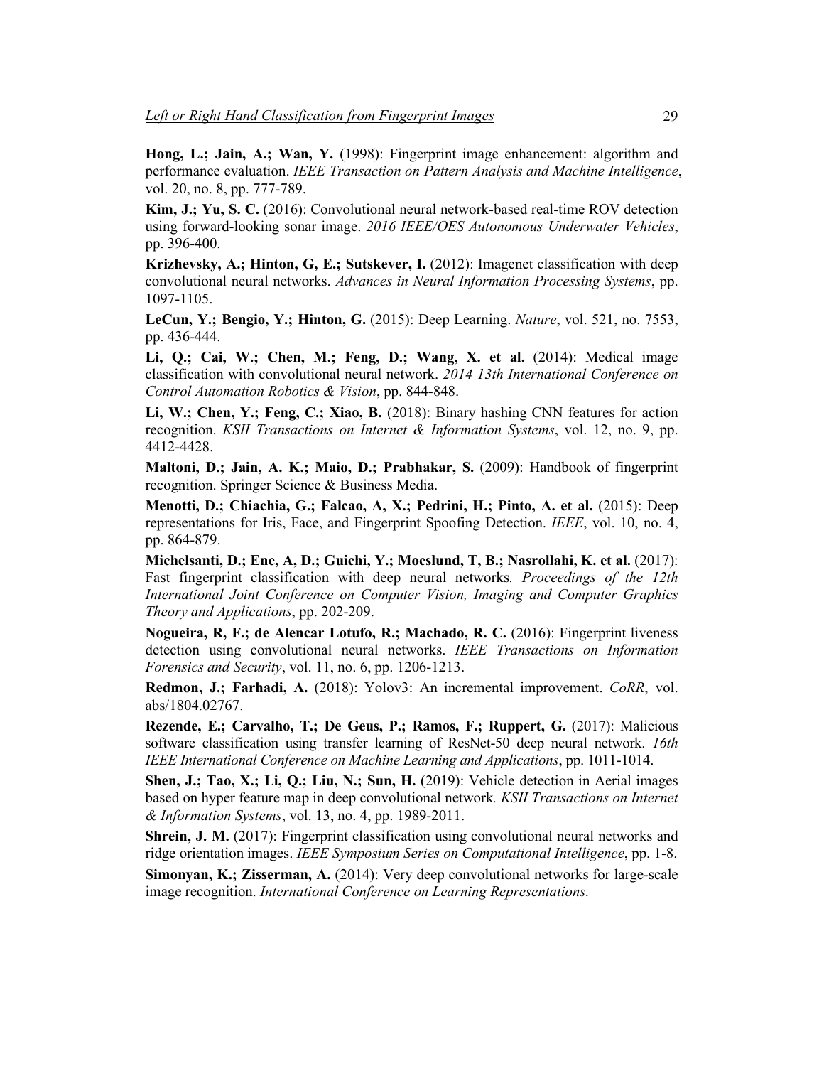**Hong, L.; Jain, A.; Wan, Y.** (1998): Fingerprint image enhancement: algorithm and performance evaluation. *IEEE Transaction on Pattern Analysis and Machine Intelligence*, vol. 20, no. 8, pp. 777-789.

**Kim, J.; Yu, S. C.** (2016): Convolutional neural network-based real-time ROV detection using forward-looking sonar image. *2016 IEEE/OES Autonomous Underwater Vehicles*, pp. 396-400.

**Krizhevsky, A.; Hinton, G, E.; Sutskever, I.** (2012): Imagenet classification with deep convolutional neural networks. *Advances in Neural Information Processing Systems*, pp. 1097-1105.

**LeCun, Y.; Bengio, Y.; Hinton, G.** (2015): Deep Learning. *Nature*, vol. 521, no. 7553, pp. 436-444.

**Li, Q.; Cai, W.; Chen, M.; Feng, D.; Wang, X. et al.** (2014): Medical image classification with convolutional neural network. *2014 13th International Conference on Control Automation Robotics & Vision*, pp. 844-848.

**Li, W.; Chen, Y.; Feng, C.; Xiao, B.** (2018): Binary hashing CNN features for action recognition. *KSII Transactions on Internet & Information Systems*, vol. 12, no. 9, pp. 4412-4428.

**Maltoni, D.; Jain, A. K.; Maio, D.; Prabhakar, S.** (2009): Handbook of fingerprint recognition. Springer Science & Business Media.

**Menotti, D.; Chiachia, G.; Falcao, A, X.; Pedrini, H.; Pinto, A. et al.** (2015): Deep representations for Iris, Face, and Fingerprint Spoofing Detection. *IEEE*, vol. 10, no. 4, pp. 864-879.

**Michelsanti, D.; Ene, A, D.; Guichi, Y.; Moeslund, T, B.; Nasrollahi, K. et al.** (2017): Fast fingerprint classification with deep neural networks. *Proceedings of the 12th International Joint Conference on Computer Vision, Imaging and Computer Graphics Theory and Applications*, pp. 202-209.

**Nogueira, R, F.; de Alencar Lotufo, R.; Machado, R. C.** (2016): Fingerprint liveness detection using convolutional neural networks. *IEEE Transactions on Information Forensics and Security*, vol. 11, no. 6, pp. 1206-1213.

**Redmon, J.; Farhadi, A.** (2018): Yolov3: An incremental improvement. *CoRR*, vol. abs/1804.02767.

**Rezende, E.; Carvalho, T.; De Geus, P.; Ramos, F.; Ruppert, G.** (2017): Malicious software classification using transfer learning of ResNet-50 deep neural network. *16th IEEE International Conference on Machine Learning and Applications*, pp. 1011-1014.

**Shen, J.; Tao, X.; Li, Q.; Liu, N.; Sun, H.** (2019): Vehicle detection in Aerial images based on hyper feature map in deep convolutional network. *KSII Transactions on Internet & Information Systems*, vol. 13, no. 4, pp. 1989-2011.

**Shrein, J. M.** (2017): Fingerprint classification using convolutional neural networks and ridge orientation images. *IEEE Symposium Series on Computational Intelligence*, pp. 1-8.

**Simonyan, K.; Zisserman, A.** (2014): Very deep convolutional networks for large-scale image recognition. *International Conference on Learning Representations.*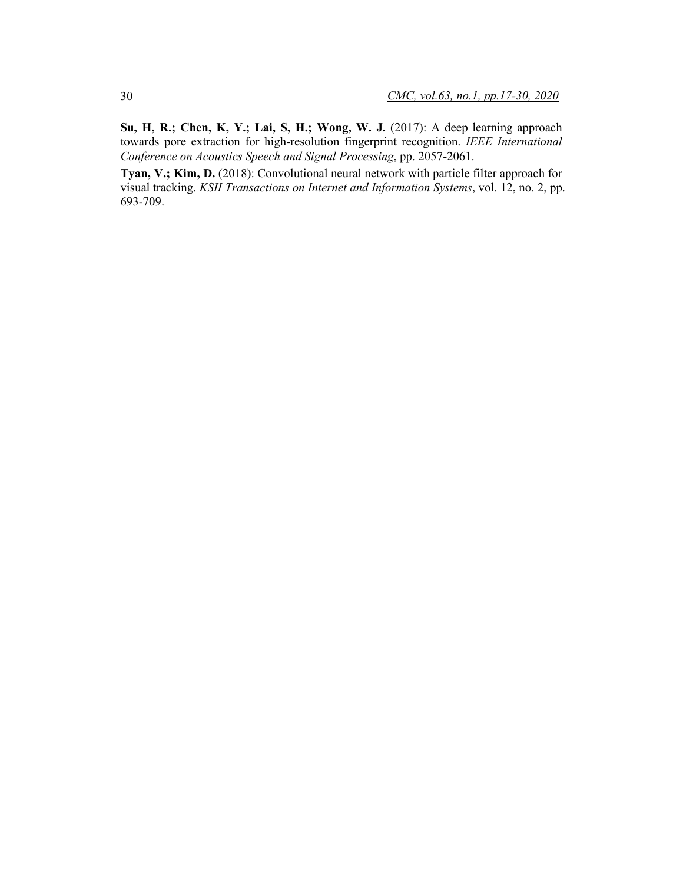**Su, H, R.; Chen, K, Y.; Lai, S, H.; Wong, W. J.** (2017): A deep learning approach towards pore extraction for high-resolution fingerprint recognition. *IEEE International Conference on Acoustics Speech and Signal Processing*, pp. 2057-2061.

**Tyan, V.; Kim, D.** (2018): Convolutional neural network with particle filter approach for visual tracking. *KSII Transactions on Internet and Information Systems*, vol. 12, no. 2, pp. 693-709.